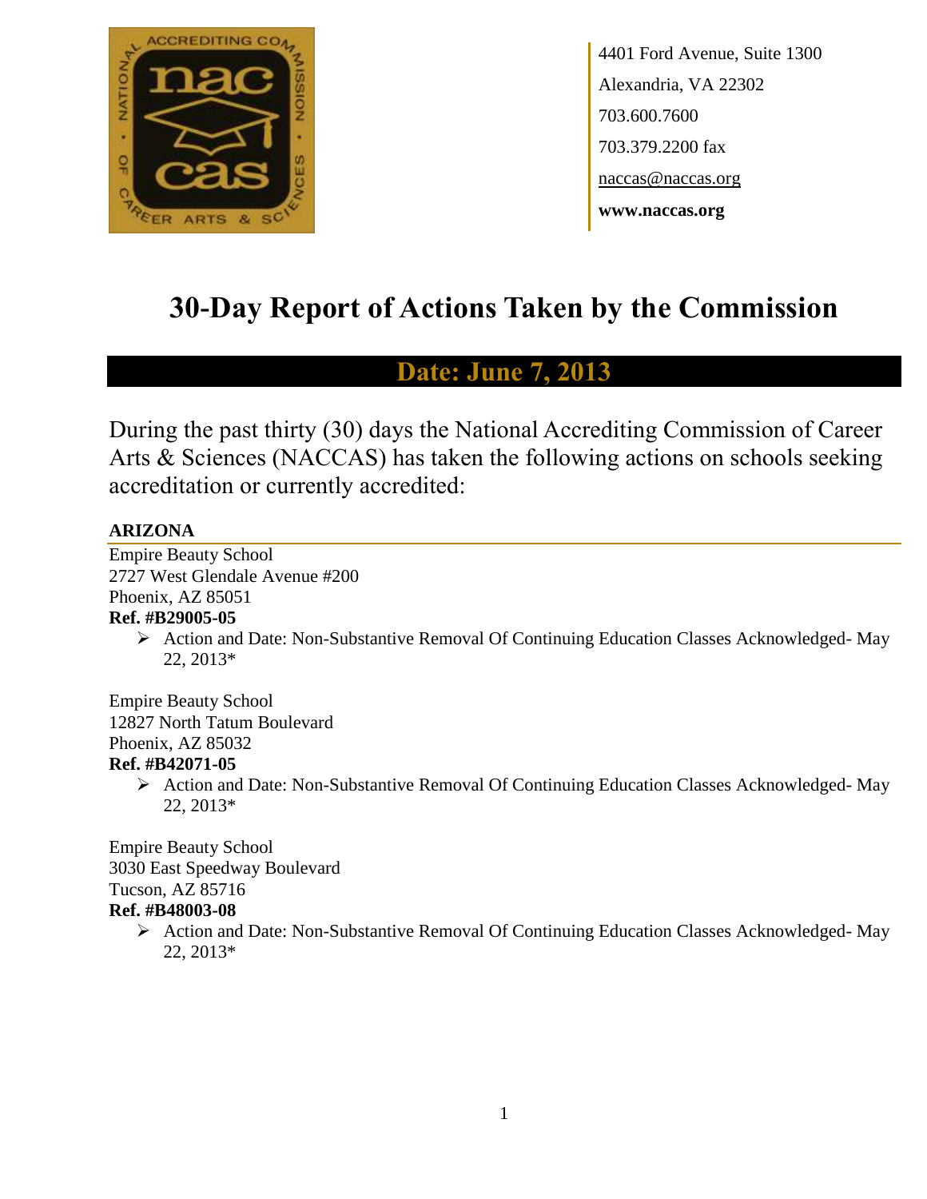4401 Ford Avenue, Suite 1300
Alexandria, VA 22302
703.600.7600
703.379.2200 fax
naccas@naccas.org
**www.naccas.org**

# 30-Day Report of Actions Taken by the Commission

## Date: June 7, 2013

During the past thirty (30) days the National Accrediting Commission of Career Arts & Sciences (NACCAS) has taken the following actions on schools seeking accreditation or currently accredited:

### ARIZONA

Empire Beauty School
2727 West Glendale Avenue #200
Phoenix, AZ 85051
**Ref. #B29005-05**

- Action and Date: Non-Substantive Removal Of Continuing Education Classes Acknowledged- May 22, 2013*

Empire Beauty School
12827 North Tatum Boulevard
Phoenix, AZ 85032
**Ref. #B42071-05**

- Action and Date: Non-Substantive Removal Of Continuing Education Classes Acknowledged- May 22, 2013*

Empire Beauty School
3030 East Speedway Boulevard
Tucson, AZ 85716
**Ref. #B48003-08**

- Action and Date: Non-Substantive Removal Of Continuing Education Classes Acknowledged- May 22, 2013*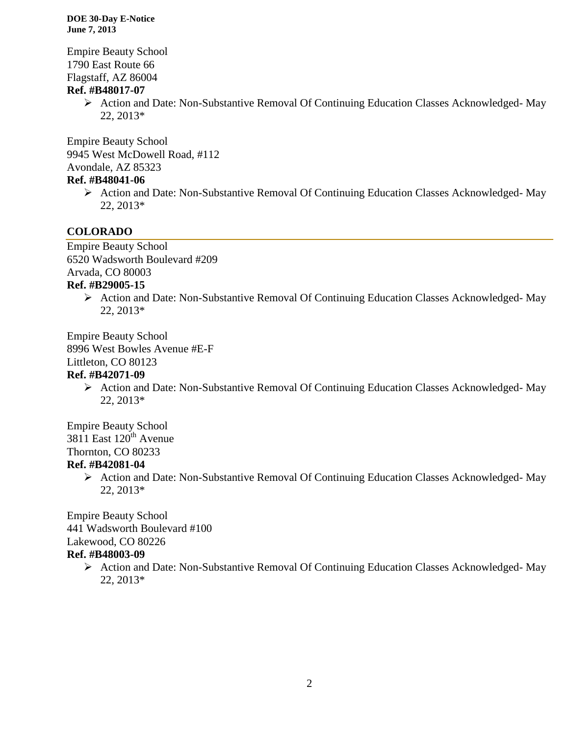Empire Beauty School
1790 East Route 66
Flagstaff, AZ 86004
**Ref. #B48017-07**

- Action and Date: Non-Substantive Removal Of Continuing Education Classes Acknowledged- May 22, 2013*

Empire Beauty School
9945 West McDowell Road, #112
Avondale, AZ 85323
**Ref. #B48041-06**

- Action and Date: Non-Substantive Removal Of Continuing Education Classes Acknowledged- May 22, 2013*

## COLORADO

Empire Beauty School
6520 Wadsworth Boulevard #209
Arvada, CO 80003
**Ref. #B29005-15**

- Action and Date: Non-Substantive Removal Of Continuing Education Classes Acknowledged- May 22, 2013*

Empire Beauty School
8996 West Bowles Avenue #E-F
Littleton, CO 80123
**Ref. #B42071-09**

- Action and Date: Non-Substantive Removal Of Continuing Education Classes Acknowledged- May 22, 2013*

Empire Beauty School
3811 East 120th Avenue
Thornton, CO 80233
**Ref. #B42081-04**

- Action and Date: Non-Substantive Removal Of Continuing Education Classes Acknowledged- May 22, 2013*

Empire Beauty School
441 Wadsworth Boulevard #100
Lakewood, CO 80226
**Ref. #B48003-09**

- Action and Date: Non-Substantive Removal Of Continuing Education Classes Acknowledged- May 22, 2013*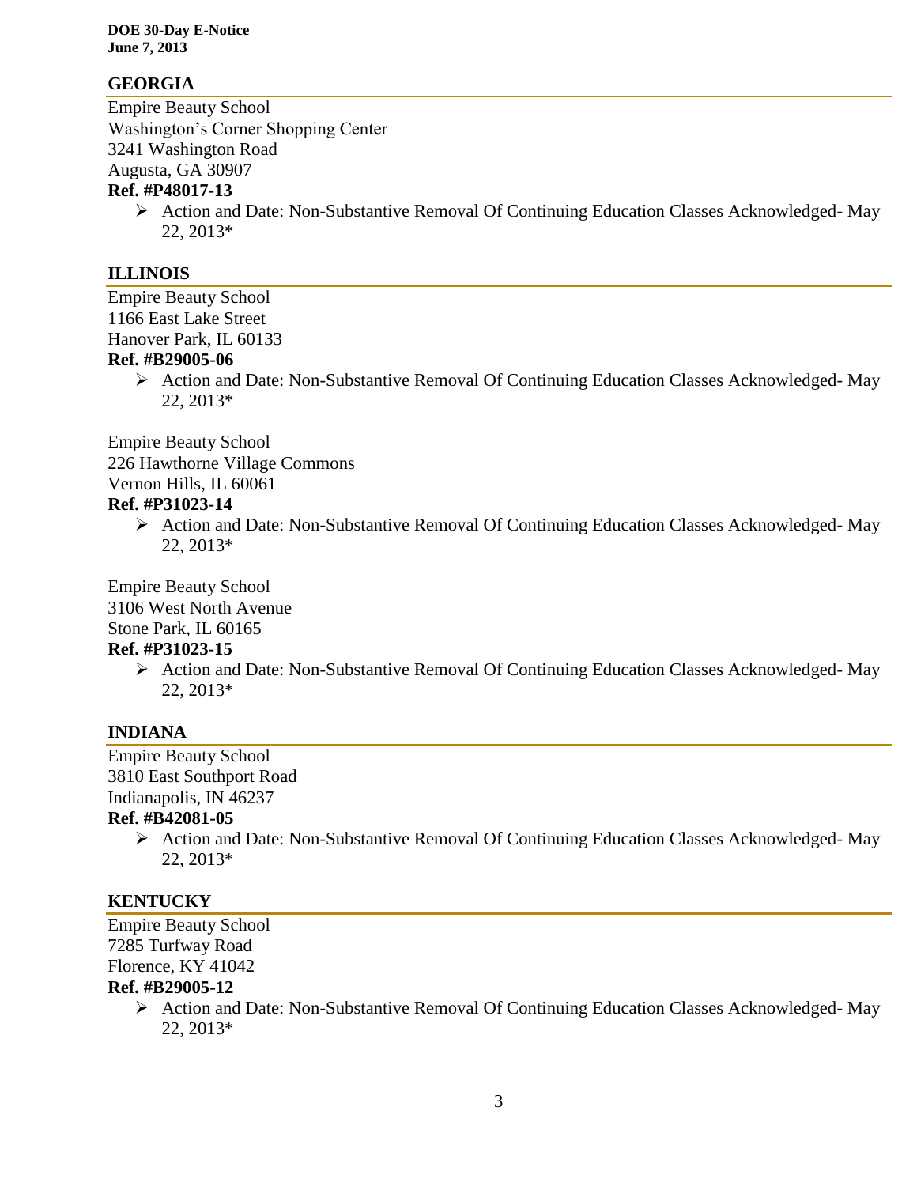## GEORGIA

Empire Beauty School
Washington's Corner Shopping Center
3241 Washington Road
Augusta, GA 30907

**Ref. #P48017-13**

- Action and Date: Non-Substantive Removal Of Continuing Education Classes Acknowledged- May 22, 2013*

## ILLINOIS

Empire Beauty School
1166 East Lake Street
Hanover Park, IL 60133

**Ref. #B29005-06**

- Action and Date: Non-Substantive Removal Of Continuing Education Classes Acknowledged- May 22, 2013*

Empire Beauty School
226 Hawthorne Village Commons
Vernon Hills, IL 60061

**Ref. #P31023-14**

- Action and Date: Non-Substantive Removal Of Continuing Education Classes Acknowledged- May 22, 2013*

Empire Beauty School
3106 West North Avenue
Stone Park, IL 60165

**Ref. #P31023-15**

- Action and Date: Non-Substantive Removal Of Continuing Education Classes Acknowledged- May 22, 2013*

## INDIANA

Empire Beauty School
3810 East Southport Road
Indianapolis, IN 46237

**Ref. #B42081-05**

- Action and Date: Non-Substantive Removal Of Continuing Education Classes Acknowledged- May 22, 2013*

## KENTUCKY

Empire Beauty School
7285 Turfway Road
Florence, KY 41042

**Ref. #B29005-12**

- Action and Date: Non-Substantive Removal Of Continuing Education Classes Acknowledged- May 22, 2013*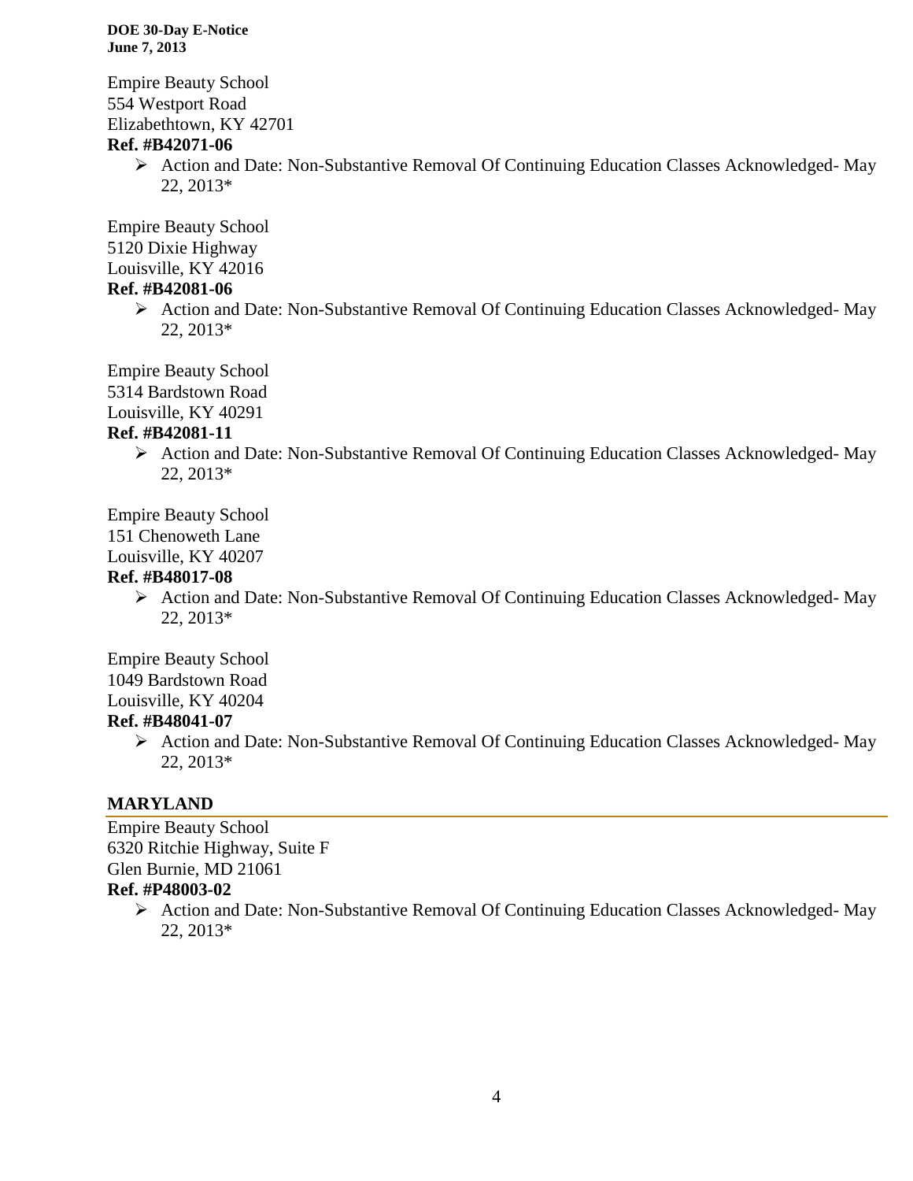Empire Beauty School
554 Westport Road
Elizabethtown, KY 42701
**Ref. #B42071-06**

- Action and Date: Non-Substantive Removal Of Continuing Education Classes Acknowledged- May 22, 2013*

Empire Beauty School
5120 Dixie Highway
Louisville, KY 42016
**Ref. #B42081-06**

- Action and Date: Non-Substantive Removal Of Continuing Education Classes Acknowledged- May 22, 2013*

Empire Beauty School
5314 Bardstown Road
Louisville, KY 40291
**Ref. #B42081-11**

- Action and Date: Non-Substantive Removal Of Continuing Education Classes Acknowledged- May 22, 2013*

Empire Beauty School
151 Chenoweth Lane
Louisville, KY 40207
**Ref. #B48017-08**

- Action and Date: Non-Substantive Removal Of Continuing Education Classes Acknowledged- May 22, 2013*

Empire Beauty School
1049 Bardstown Road
Louisville, KY 40204
**Ref. #B48041-07**

- Action and Date: Non-Substantive Removal Of Continuing Education Classes Acknowledged- May 22, 2013*

## MARYLAND

Empire Beauty School
6320 Ritchie Highway, Suite F
Glen Burnie, MD 21061
**Ref. #P48003-02**

- Action and Date: Non-Substantive Removal Of Continuing Education Classes Acknowledged- May 22, 2013*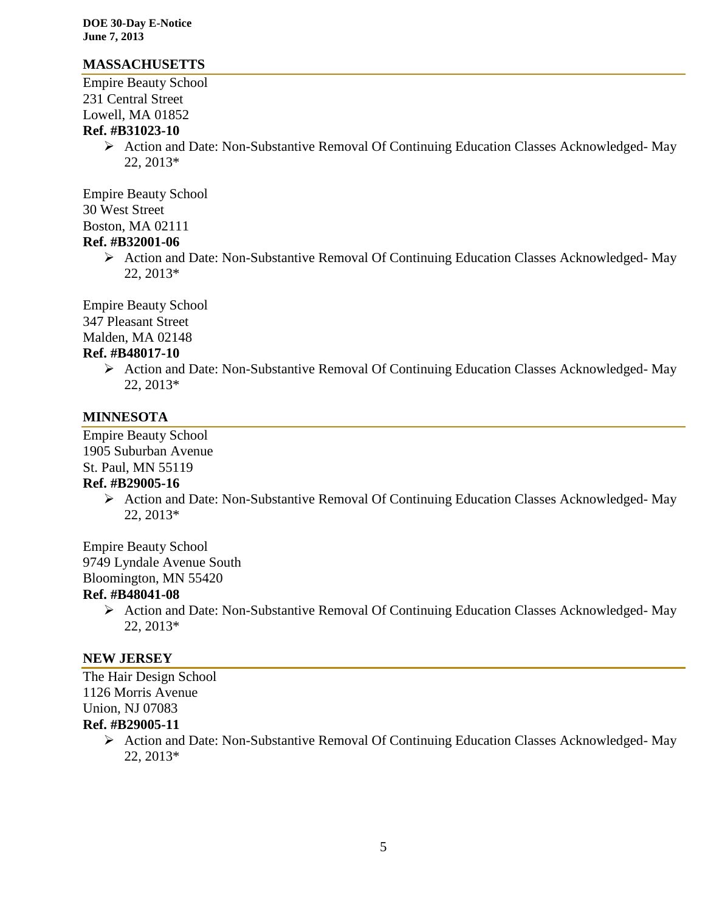## MASSACHUSETTS

Empire Beauty School
231 Central Street
Lowell, MA 01852
**Ref. #B31023-10**

- Action and Date: Non-Substantive Removal Of Continuing Education Classes Acknowledged- May 22, 2013*

Empire Beauty School
30 West Street
Boston, MA 02111
**Ref. #B32001-06**

- Action and Date: Non-Substantive Removal Of Continuing Education Classes Acknowledged- May 22, 2013*

Empire Beauty School
347 Pleasant Street
Malden, MA 02148
**Ref. #B48017-10**

- Action and Date: Non-Substantive Removal Of Continuing Education Classes Acknowledged- May 22, 2013*

## MINNESOTA

Empire Beauty School
1905 Suburban Avenue
St. Paul, MN 55119
**Ref. #B29005-16**

- Action and Date: Non-Substantive Removal Of Continuing Education Classes Acknowledged- May 22, 2013*

Empire Beauty School
9749 Lyndale Avenue South
Bloomington, MN 55420
**Ref. #B48041-08**

- Action and Date: Non-Substantive Removal Of Continuing Education Classes Acknowledged- May 22, 2013*

## NEW JERSEY

The Hair Design School
1126 Morris Avenue
Union, NJ 07083
**Ref. #B29005-11**

- Action and Date: Non-Substantive Removal Of Continuing Education Classes Acknowledged- May 22, 2013*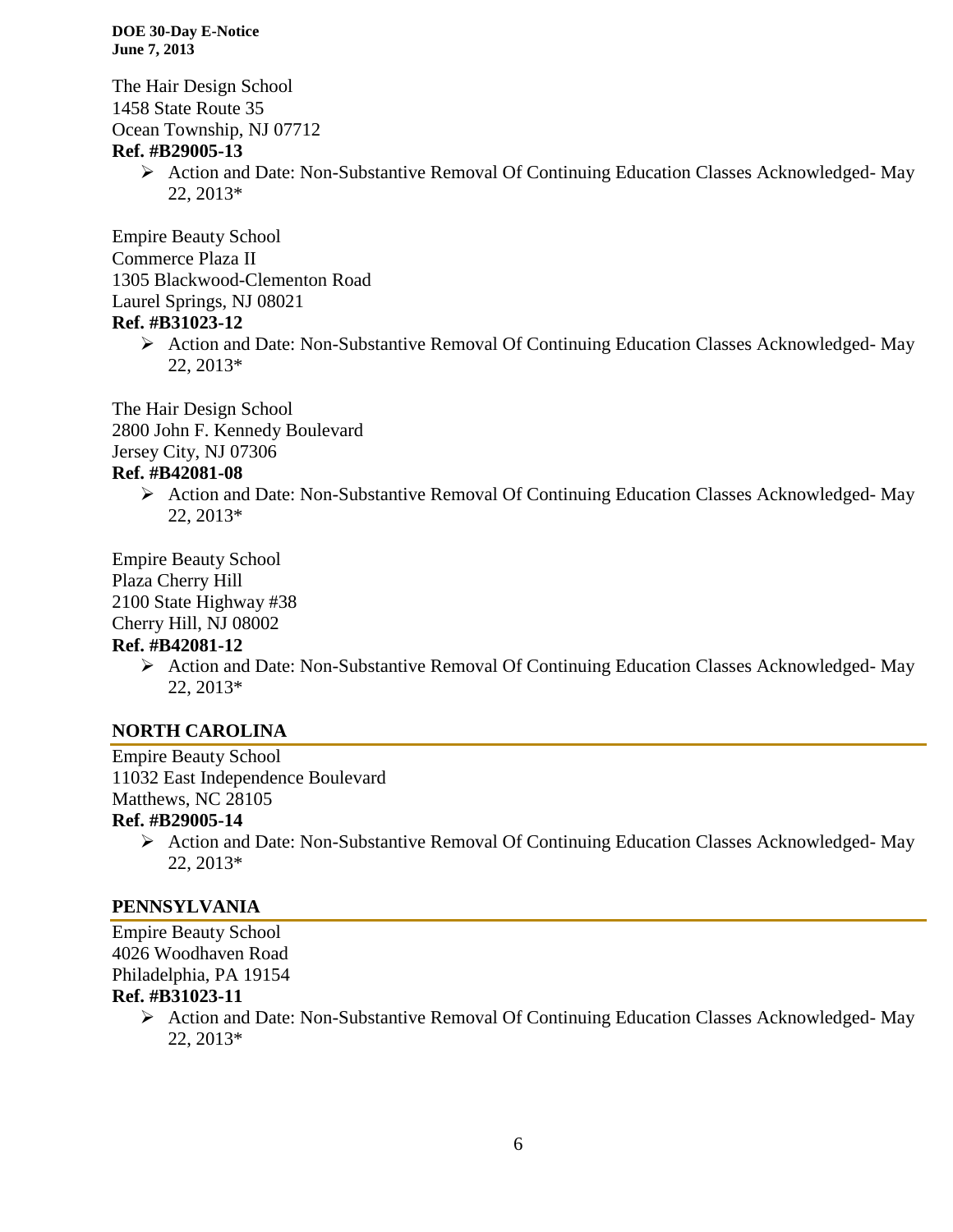The Hair Design School
1458 State Route 35
Ocean Township, NJ 07712
**Ref. #B29005-13**

- Action and Date: Non-Substantive Removal Of Continuing Education Classes Acknowledged- May 22, 2013*

Empire Beauty School
Commerce Plaza II
1305 Blackwood-Clementon Road
Laurel Springs, NJ 08021
**Ref. #B31023-12**

- Action and Date: Non-Substantive Removal Of Continuing Education Classes Acknowledged- May 22, 2013*

The Hair Design School
2800 John F. Kennedy Boulevard
Jersey City, NJ 07306
**Ref. #B42081-08**

- Action and Date: Non-Substantive Removal Of Continuing Education Classes Acknowledged- May 22, 2013*

Empire Beauty School
Plaza Cherry Hill
2100 State Highway #38
Cherry Hill, NJ 08002
**Ref. #B42081-12**

- Action and Date: Non-Substantive Removal Of Continuing Education Classes Acknowledged- May 22, 2013*

## NORTH CAROLINA

Empire Beauty School
11032 East Independence Boulevard
Matthews, NC 28105
**Ref. #B29005-14**

- Action and Date: Non-Substantive Removal Of Continuing Education Classes Acknowledged- May 22, 2013*

## PENNSYLVANIA

Empire Beauty School
4026 Woodhaven Road
Philadelphia, PA 19154
**Ref. #B31023-11**

- Action and Date: Non-Substantive Removal Of Continuing Education Classes Acknowledged- May 22, 2013*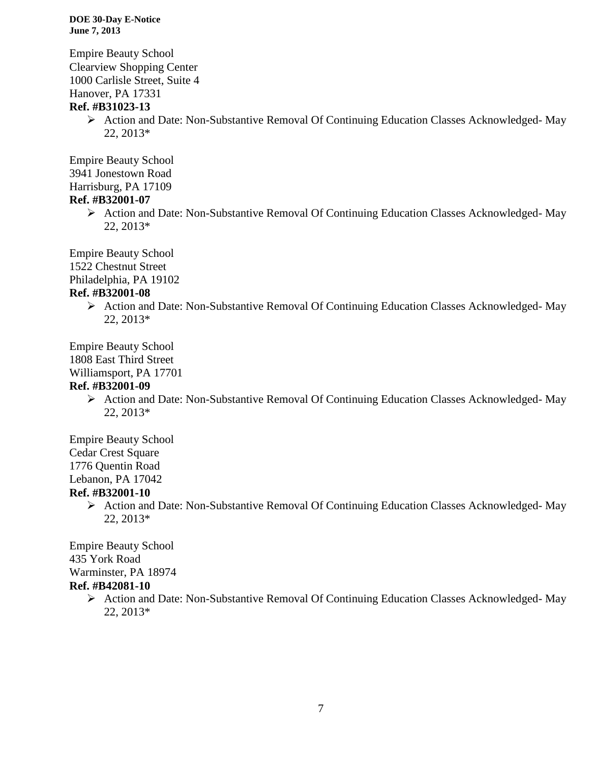Empire Beauty School
Clearview Shopping Center
1000 Carlisle Street, Suite 4
Hanover, PA 17331
**Ref. #B31023-13**

- Action and Date: Non-Substantive Removal Of Continuing Education Classes Acknowledged- May 22, 2013*

Empire Beauty School
3941 Jonestown Road
Harrisburg, PA 17109
**Ref. #B32001-07**

- Action and Date: Non-Substantive Removal Of Continuing Education Classes Acknowledged- May 22, 2013*

Empire Beauty School
1522 Chestnut Street
Philadelphia, PA 19102
**Ref. #B32001-08**

- Action and Date: Non-Substantive Removal Of Continuing Education Classes Acknowledged- May 22, 2013*

Empire Beauty School
1808 East Third Street
Williamsport, PA 17701
**Ref. #B32001-09**

- Action and Date: Non-Substantive Removal Of Continuing Education Classes Acknowledged- May 22, 2013*

Empire Beauty School
Cedar Crest Square
1776 Quentin Road
Lebanon, PA 17042
**Ref. #B32001-10**

- Action and Date: Non-Substantive Removal Of Continuing Education Classes Acknowledged- May 22, 2013*

Empire Beauty School
435 York Road
Warminster, PA 18974
**Ref. #B42081-10**

- Action and Date: Non-Substantive Removal Of Continuing Education Classes Acknowledged- May 22, 2013*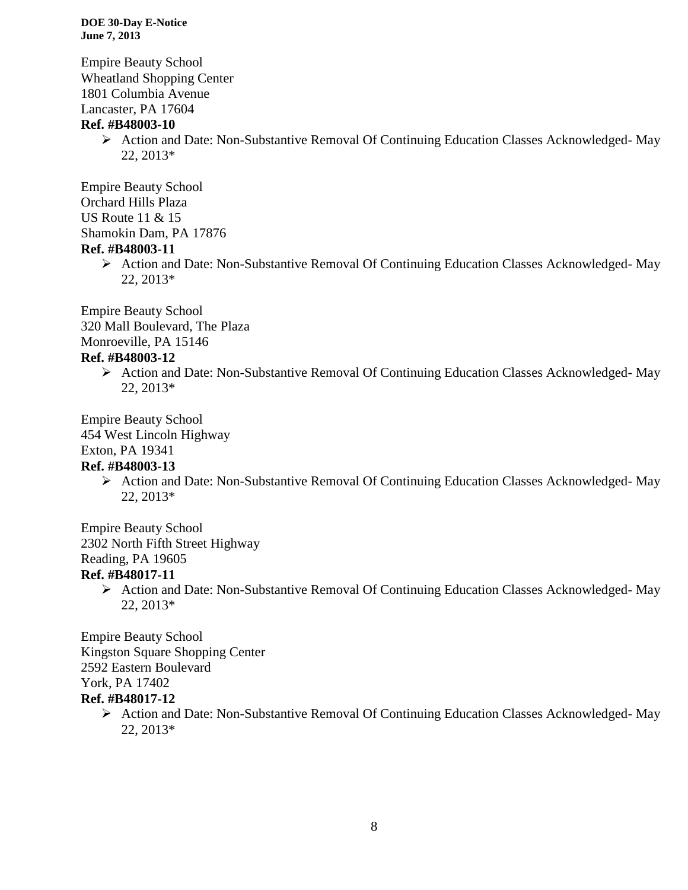Empire Beauty School
Wheatland Shopping Center
1801 Columbia Avenue
Lancaster, PA 17604
**Ref. #B48003-10**

- Action and Date: Non-Substantive Removal Of Continuing Education Classes Acknowledged- May 22, 2013*

Empire Beauty School
Orchard Hills Plaza
US Route 11 & 15
Shamokin Dam, PA 17876
**Ref. #B48003-11**

- Action and Date: Non-Substantive Removal Of Continuing Education Classes Acknowledged- May 22, 2013*

Empire Beauty School
320 Mall Boulevard, The Plaza
Monroeville, PA 15146
**Ref. #B48003-12**

- Action and Date: Non-Substantive Removal Of Continuing Education Classes Acknowledged- May 22, 2013*

Empire Beauty School
454 West Lincoln Highway
Exton, PA 19341
**Ref. #B48003-13**

- Action and Date: Non-Substantive Removal Of Continuing Education Classes Acknowledged- May 22, 2013*

Empire Beauty School
2302 North Fifth Street Highway
Reading, PA 19605
**Ref. #B48017-11**

- Action and Date: Non-Substantive Removal Of Continuing Education Classes Acknowledged- May 22, 2013*

Empire Beauty School
Kingston Square Shopping Center
2592 Eastern Boulevard
York, PA 17402
**Ref. #B48017-12**

- Action and Date: Non-Substantive Removal Of Continuing Education Classes Acknowledged- May 22, 2013*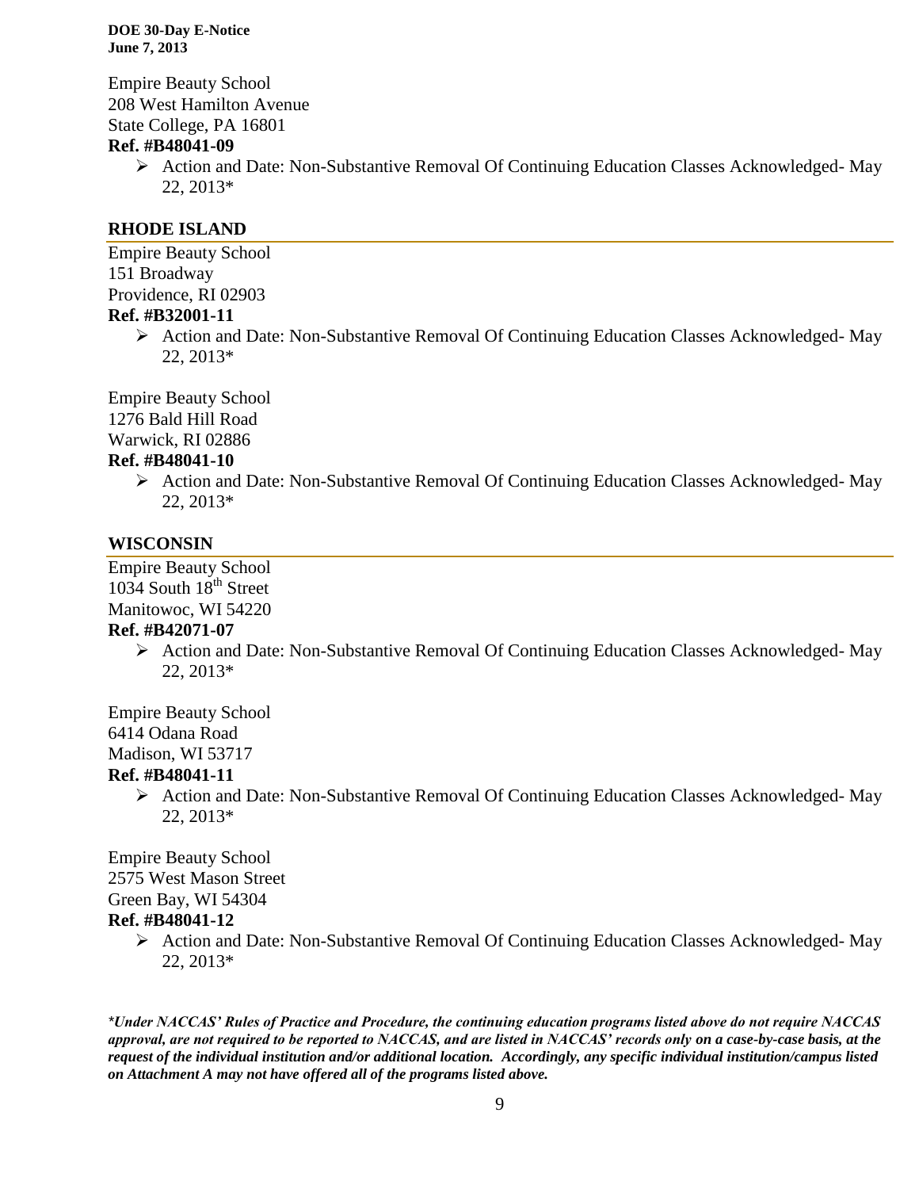Empire Beauty School
208 West Hamilton Avenue
State College, PA 16801
**Ref. #B48041-09**

- Action and Date: Non-Substantive Removal Of Continuing Education Classes Acknowledged- May 22, 2013*

## RHODE ISLAND

Empire Beauty School
151 Broadway
Providence, RI 02903
**Ref. #B32001-11**

- Action and Date: Non-Substantive Removal Of Continuing Education Classes Acknowledged- May 22, 2013*

Empire Beauty School
1276 Bald Hill Road
Warwick, RI 02886
**Ref. #B48041-10**

- Action and Date: Non-Substantive Removal Of Continuing Education Classes Acknowledged- May 22, 2013*

## WISCONSIN

Empire Beauty School
1034 South 18th Street
Manitowoc, WI 54220
**Ref. #B42071-07**

- Action and Date: Non-Substantive Removal Of Continuing Education Classes Acknowledged- May 22, 2013*

Empire Beauty School
6414 Odana Road
Madison, WI 53717
**Ref. #B48041-11**

- Action and Date: Non-Substantive Removal Of Continuing Education Classes Acknowledged- May 22, 2013*

Empire Beauty School
2575 West Mason Street
Green Bay, WI 54304
**Ref. #B48041-12**

- Action and Date: Non-Substantive Removal Of Continuing Education Classes Acknowledged- May 22, 2013*

***Under NACCAS' Rules of Practice and Procedure, the continuing education programs listed above do not require NACCAS approval, are not required to be reported to NACCAS, and are listed in NACCAS' records only on a case-by-case basis, at the request of the individual institution and/or additional location. Accordingly, any specific individual institution/campus listed on Attachment A may not have offered all of the programs listed above.***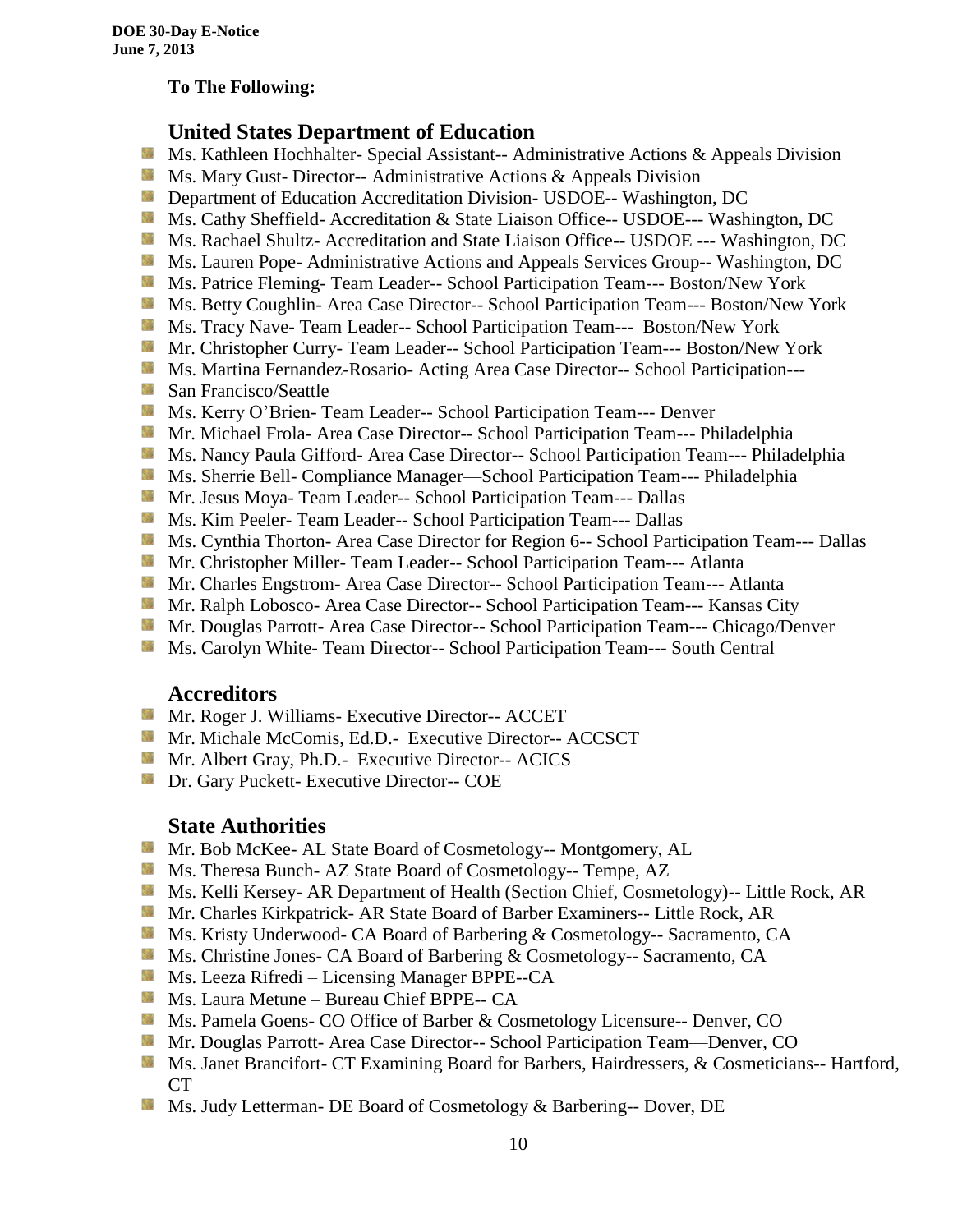**To The Following:**

## United States Department of Education

- Ms. Kathleen Hochhalter- Special Assistant-- Administrative Actions & Appeals Division
- Ms. Mary Gust- Director-- Administrative Actions & Appeals Division
- Department of Education Accreditation Division- USDOE-- Washington, DC
- Ms. Cathy Sheffield- Accreditation & State Liaison Office-- USDOE--- Washington, DC
- Ms. Rachael Shultz- Accreditation and State Liaison Office-- USDOE --- Washington, DC
- Ms. Lauren Pope- Administrative Actions and Appeals Services Group-- Washington, DC
- Ms. Patrice Fleming- Team Leader-- School Participation Team--- Boston/New York
- Ms. Betty Coughlin- Area Case Director-- School Participation Team--- Boston/New York
- Ms. Tracy Nave- Team Leader-- School Participation Team--- Boston/New York
- Mr. Christopher Curry- Team Leader-- School Participation Team--- Boston/New York
- Ms. Martina Fernandez-Rosario- Acting Area Case Director-- School Participation---
- San Francisco/Seattle
- Ms. Kerry O'Brien- Team Leader-- School Participation Team--- Denver
- Mr. Michael Frola- Area Case Director-- School Participation Team--- Philadelphia
- Ms. Nancy Paula Gifford- Area Case Director-- School Participation Team--- Philadelphia
- Ms. Sherrie Bell- Compliance Manager—School Participation Team--- Philadelphia
- Mr. Jesus Moya- Team Leader-- School Participation Team--- Dallas
- Ms. Kim Peeler- Team Leader-- School Participation Team--- Dallas
- Ms. Cynthia Thorton- Area Case Director for Region 6-- School Participation Team--- Dallas
- Mr. Christopher Miller- Team Leader-- School Participation Team--- Atlanta
- Mr. Charles Engstrom- Area Case Director-- School Participation Team--- Atlanta
- Mr. Ralph Lobosco- Area Case Director-- School Participation Team--- Kansas City
- Mr. Douglas Parrott- Area Case Director-- School Participation Team--- Chicago/Denver
- Ms. Carolyn White- Team Director-- School Participation Team--- South Central

## Accreditors

- Mr. Roger J. Williams- Executive Director-- ACCET
- Mr. Michale McComis, Ed.D.- Executive Director-- ACCSCT
- Mr. Albert Gray, Ph.D.- Executive Director-- ACICS
- Dr. Gary Puckett- Executive Director-- COE

## State Authorities

- Mr. Bob McKee- AL State Board of Cosmetology-- Montgomery, AL
- Ms. Theresa Bunch- AZ State Board of Cosmetology-- Tempe, AZ
- Ms. Kelli Kersey- AR Department of Health (Section Chief, Cosmetology)-- Little Rock, AR
- Mr. Charles Kirkpatrick- AR State Board of Barber Examiners-- Little Rock, AR
- Ms. Kristy Underwood- CA Board of Barbering & Cosmetology-- Sacramento, CA
- Ms. Christine Jones- CA Board of Barbering & Cosmetology-- Sacramento, CA
- Ms. Leeza Rifredi – Licensing Manager BPPE--CA
- Ms. Laura Metune – Bureau Chief BPPE-- CA
- Ms. Pamela Goens- CO Office of Barber & Cosmetology Licensure-- Denver, CO
- Mr. Douglas Parrott- Area Case Director-- School Participation Team—Denver, CO
- Ms. Janet Brancifort- CT Examining Board for Barbers, Hairdressers, & Cosmeticians-- Hartford, CT
- Ms. Judy Letterman- DE Board of Cosmetology & Barbering-- Dover, DE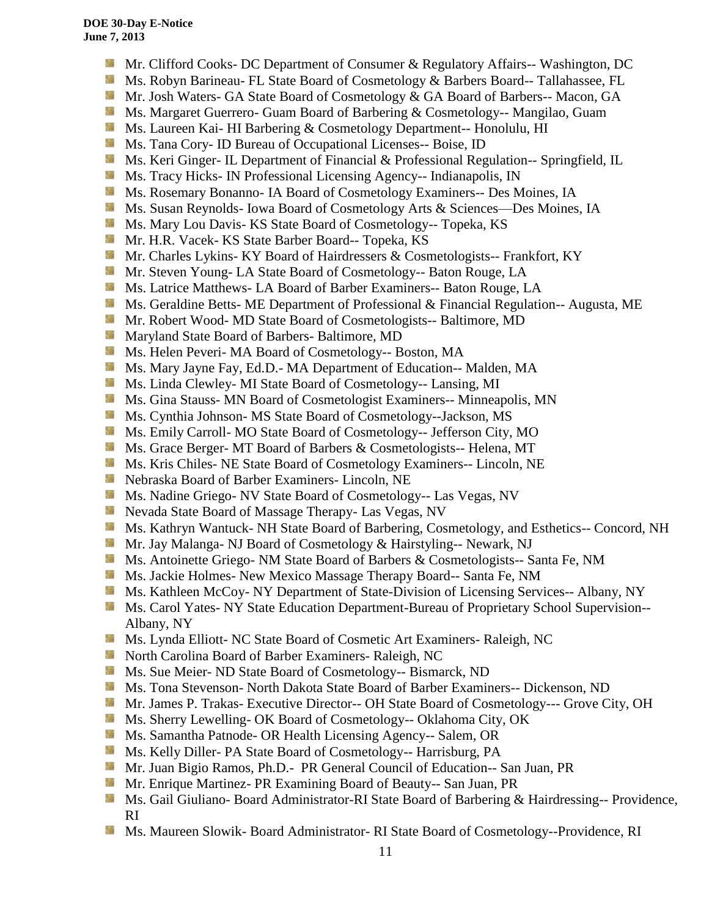- Mr. Clifford Cooks- DC Department of Consumer & Regulatory Affairs-- Washington, DC
- Ms. Robyn Barineau- FL State Board of Cosmetology & Barbers Board-- Tallahassee, FL
- Mr. Josh Waters- GA State Board of Cosmetology & GA Board of Barbers-- Macon, GA
- Ms. Margaret Guerrero- Guam Board of Barbering & Cosmetology-- Mangilao, Guam
- Ms. Laureen Kai- HI Barbering & Cosmetology Department-- Honolulu, HI
- Ms. Tana Cory- ID Bureau of Occupational Licenses-- Boise, ID
- Ms. Keri Ginger- IL Department of Financial & Professional Regulation-- Springfield, IL
- Ms. Tracy Hicks- IN Professional Licensing Agency-- Indianapolis, IN
- Ms. Rosemary Bonanno- IA Board of Cosmetology Examiners-- Des Moines, IA
- Ms. Susan Reynolds- Iowa Board of Cosmetology Arts & Sciences—Des Moines, IA
- Ms. Mary Lou Davis- KS State Board of Cosmetology-- Topeka, KS
- Mr. H.R. Vacek- KS State Barber Board-- Topeka, KS
- Mr. Charles Lykins- KY Board of Hairdressers & Cosmetologists-- Frankfort, KY
- Mr. Steven Young- LA State Board of Cosmetology-- Baton Rouge, LA
- Ms. Latrice Matthews- LA Board of Barber Examiners-- Baton Rouge, LA
- Ms. Geraldine Betts- ME Department of Professional & Financial Regulation-- Augusta, ME
- Mr. Robert Wood- MD State Board of Cosmetologists-- Baltimore, MD
- Maryland State Board of Barbers- Baltimore, MD
- Ms. Helen Peveri- MA Board of Cosmetology-- Boston, MA
- Ms. Mary Jayne Fay, Ed.D.- MA Department of Education-- Malden, MA
- Ms. Linda Clewley- MI State Board of Cosmetology-- Lansing, MI
- Ms. Gina Stauss- MN Board of Cosmetologist Examiners-- Minneapolis, MN
- Ms. Cynthia Johnson- MS State Board of Cosmetology--Jackson, MS
- Ms. Emily Carroll- MO State Board of Cosmetology-- Jefferson City, MO
- Ms. Grace Berger- MT Board of Barbers & Cosmetologists-- Helena, MT
- Ms. Kris Chiles- NE State Board of Cosmetology Examiners-- Lincoln, NE
- Nebraska Board of Barber Examiners- Lincoln, NE
- Ms. Nadine Griego- NV State Board of Cosmetology-- Las Vegas, NV
- Nevada State Board of Massage Therapy- Las Vegas, NV
- Ms. Kathryn Wantuck- NH State Board of Barbering, Cosmetology, and Esthetics-- Concord, NH
- Mr. Jay Malanga- NJ Board of Cosmetology & Hairstyling-- Newark, NJ
- Ms. Antoinette Griego- NM State Board of Barbers & Cosmetologists-- Santa Fe, NM
- Ms. Jackie Holmes- New Mexico Massage Therapy Board-- Santa Fe, NM
- Ms. Kathleen McCoy- NY Department of State-Division of Licensing Services-- Albany, NY
- Ms. Carol Yates- NY State Education Department-Bureau of Proprietary School Supervision-- Albany, NY
- Ms. Lynda Elliott- NC State Board of Cosmetic Art Examiners- Raleigh, NC
- North Carolina Board of Barber Examiners- Raleigh, NC
- Ms. Sue Meier- ND State Board of Cosmetology-- Bismarck, ND
- Ms. Tona Stevenson- North Dakota State Board of Barber Examiners-- Dickenson, ND
- Mr. James P. Trakas- Executive Director-- OH State Board of Cosmetology--- Grove City, OH
- Ms. Sherry Lewelling- OK Board of Cosmetology-- Oklahoma City, OK
- Ms. Samantha Patnode- OR Health Licensing Agency-- Salem, OR
- Ms. Kelly Diller- PA State Board of Cosmetology-- Harrisburg, PA
- Mr. Juan Bigio Ramos, Ph.D.- PR General Council of Education-- San Juan, PR
- Mr. Enrique Martinez- PR Examining Board of Beauty-- San Juan, PR
- Ms. Gail Giuliano- Board Administrator-RI State Board of Barbering & Hairdressing-- Providence, RI
- Ms. Maureen Slowik- Board Administrator- RI State Board of Cosmetology--Providence, RI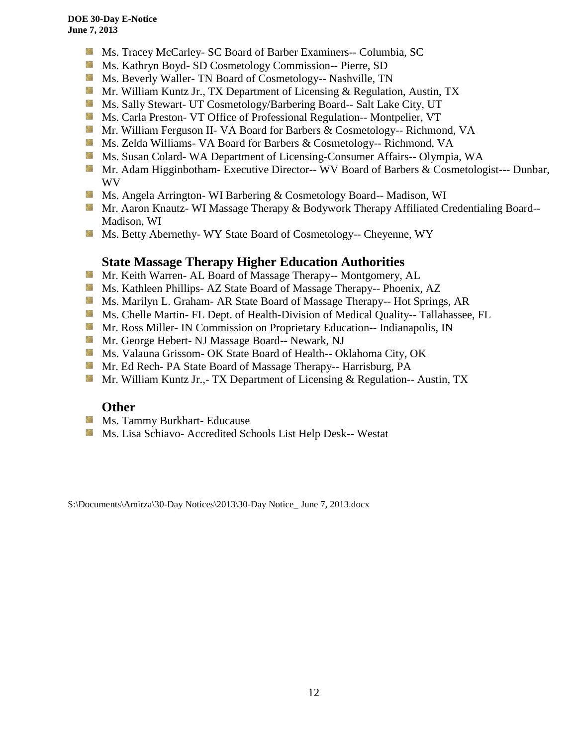- Ms. Tracey McCarley- SC Board of Barber Examiners-- Columbia, SC
- Ms. Kathryn Boyd- SD Cosmetology Commission-- Pierre, SD
- Ms. Beverly Waller- TN Board of Cosmetology-- Nashville, TN
- Mr. William Kuntz Jr., TX Department of Licensing & Regulation, Austin, TX
- Ms. Sally Stewart- UT Cosmetology/Barbering Board-- Salt Lake City, UT
- Ms. Carla Preston- VT Office of Professional Regulation-- Montpelier, VT
- Mr. William Ferguson II- VA Board for Barbers & Cosmetology-- Richmond, VA
- Ms. Zelda Williams- VA Board for Barbers & Cosmetology-- Richmond, VA
- Ms. Susan Colard- WA Department of Licensing-Consumer Affairs-- Olympia, WA
- Mr. Adam Higginbotham- Executive Director-- WV Board of Barbers & Cosmetologist--- Dunbar, WV
- Ms. Angela Arrington- WI Barbering & Cosmetology Board-- Madison, WI
- Mr. Aaron Knautz- WI Massage Therapy & Bodywork Therapy Affiliated Credentialing Board-- Madison, WI
- Ms. Betty Abernethy- WY State Board of Cosmetology-- Cheyenne, WY

## State Massage Therapy Higher Education Authorities

- Mr. Keith Warren- AL Board of Massage Therapy-- Montgomery, AL
- Ms. Kathleen Phillips- AZ State Board of Massage Therapy-- Phoenix, AZ
- Ms. Marilyn L. Graham- AR State Board of Massage Therapy-- Hot Springs, AR
- Ms. Chelle Martin- FL Dept. of Health-Division of Medical Quality-- Tallahassee, FL
- Mr. Ross Miller- IN Commission on Proprietary Education-- Indianapolis, IN
- Mr. George Hebert- NJ Massage Board-- Newark, NJ
- Ms. Valauna Grissom- OK State Board of Health-- Oklahoma City, OK
- Mr. Ed Rech- PA State Board of Massage Therapy-- Harrisburg, PA
- Mr. William Kuntz Jr.,- TX Department of Licensing & Regulation-- Austin, TX

## Other

- Ms. Tammy Burkhart- Educause
- Ms. Lisa Schiavo- Accredited Schools List Help Desk-- Westat

S:\Documents\Amirza\30-Day Notices\2013\30-Day Notice_ June 7, 2013.docx